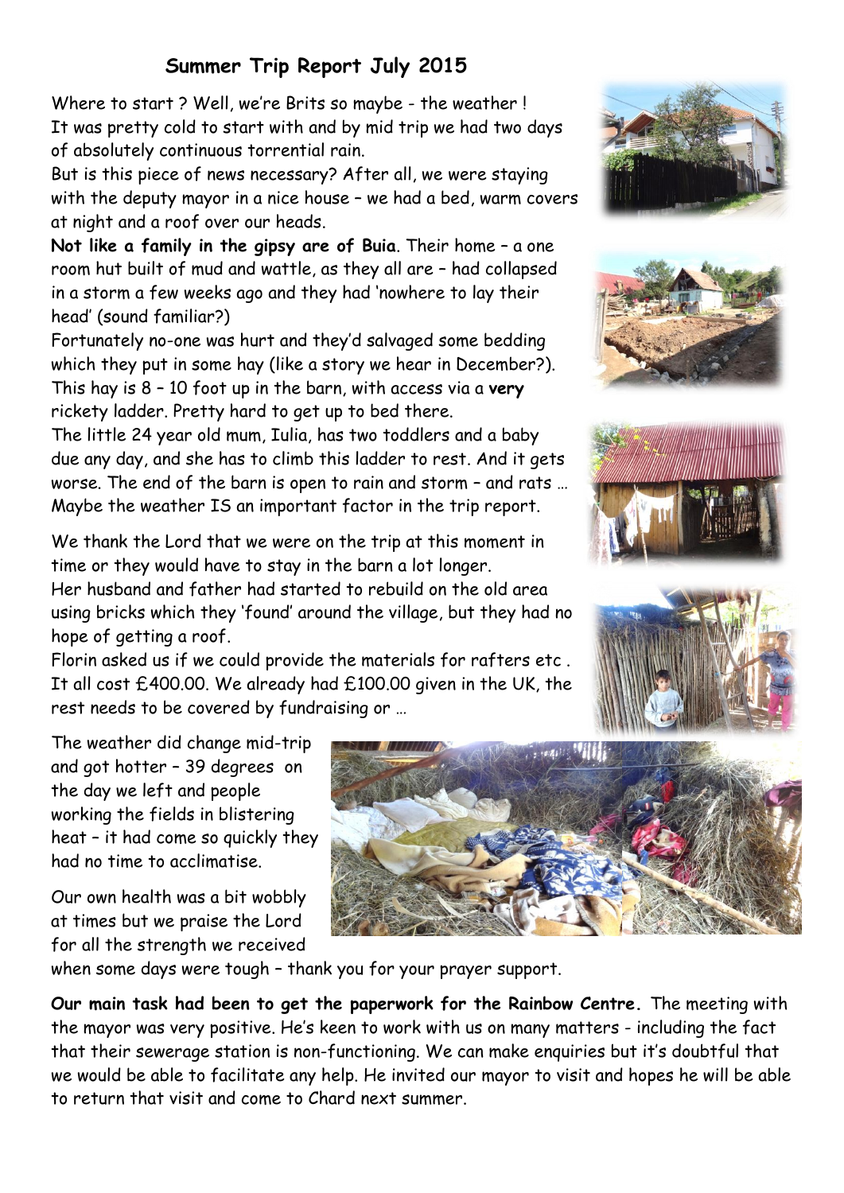## Summer Trip Report July 2015

Where to start ? Well, we're Brits so maybe - the weather !
It was pretty cold to start with and by mid trip we had two days of absolutely continuous torrential rain.
But is this piece of news necessary? After all, we were staying with the deputy mayor in a nice house – we had a bed, warm covers at night and a roof over our heads.

**Not like a family in the gipsy are of Buia**. Their home – a one room hut built of mud and wattle, as they all are – had collapsed in a storm a few weeks ago and they had 'nowhere to lay their head' (sound familiar?)
Fortunately no-one was hurt and they'd salvaged some bedding which they put in some hay (like a story we hear in December?). This hay is 8 – 10 foot up in the barn, with access via a **very** rickety ladder. Pretty hard to get up to bed there.
The little 24 year old mum, Iulia, has two toddlers and a baby due any day, and she has to climb this ladder to rest. And it gets worse. The end of the barn is open to rain and storm – and rats …
Maybe the weather IS an important factor in the trip report.

We thank the Lord that we were on the trip at this moment in time or they would have to stay in the barn a lot longer.
Her husband and father had started to rebuild on the old area using bricks which they 'found' around the village, but they had no hope of getting a roof.
Florin asked us if we could provide the materials for rafters etc .
It all cost £400.00. We already had £100.00 given in the UK, the rest needs to be covered by fundraising or …

The weather did change mid-trip and got hotter – 39 degrees on the day we left and people working the fields in blistering heat – it had come so quickly they had no time to acclimatise.

Our own health was a bit wobbly at times but we praise the Lord for all the strength we received when some days were tough – thank you for your prayer support.

**Our main task had been to get the paperwork for the Rainbow Centre.** The meeting with the mayor was very positive. He's keen to work with us on many matters - including the fact that their sewerage station is non-functioning. We can make enquiries but it's doubtful that we would be able to facilitate any help. He invited our mayor to visit and hopes he will be able to return that visit and come to Chard next summer.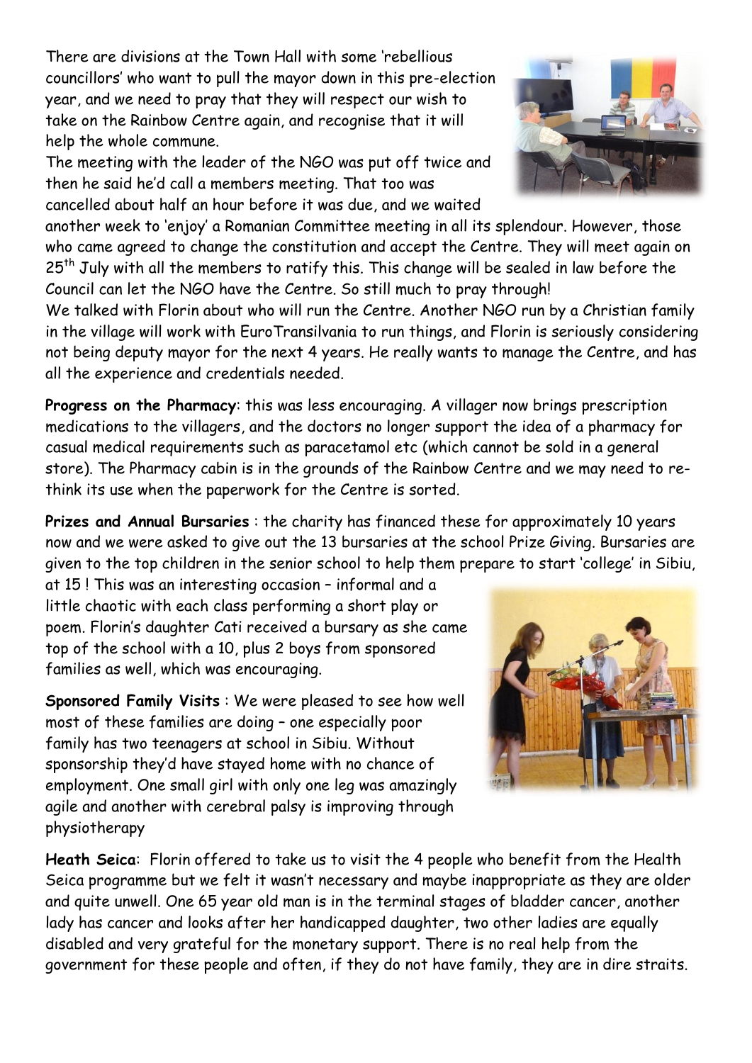There are divisions at the Town Hall with some 'rebellious councillors' who want to pull the mayor down in this pre-election year, and we need to pray that they will respect our wish to take on the Rainbow Centre again, and recognise that it will help the whole commune.

The meeting with the leader of the NGO was put off twice and then he said he'd call a members meeting. That too was cancelled about half an hour before it was due, and we waited another week to 'enjoy' a Romanian Committee meeting in all its splendour. However, those who came agreed to change the constitution and accept the Centre. They will meet again on 25th July with all the members to ratify this. This change will be sealed in law before the Council can let the NGO have the Centre. So still much to pray through!

We talked with Florin about who will run the Centre. Another NGO run by a Christian family in the village will work with EuroTransilvania to run things, and Florin is seriously considering not being deputy mayor for the next 4 years. He really wants to manage the Centre, and has all the experience and credentials needed.

**Progress on the Pharmacy**: this was less encouraging. A villager now brings prescription medications to the villagers, and the doctors no longer support the idea of a pharmacy for casual medical requirements such as paracetamol etc (which cannot be sold in a general store). The Pharmacy cabin is in the grounds of the Rainbow Centre and we may need to re-think its use when the paperwork for the Centre is sorted.

**Prizes and Annual Bursaries** : the charity has financed these for approximately 10 years now and we were asked to give out the 13 bursaries at the school Prize Giving. Bursaries are given to the top children in the senior school to help them prepare to start 'college' in Sibiu, at 15 ! This was an interesting occasion – informal and a little chaotic with each class performing a short play or poem. Florin's daughter Cati received a bursary as she came top of the school with a 10, plus 2 boys from sponsored families as well, which was encouraging.

**Sponsored Family Visits** : We were pleased to see how well most of these families are doing – one especially poor family has two teenagers at school in Sibiu. Without sponsorship they'd have stayed home with no chance of employment. One small girl with only one leg was amazingly agile and another with cerebral palsy is improving through physiotherapy

**Heath Seica**: Florin offered to take us to visit the 4 people who benefit from the Health Seica programme but we felt it wasn't necessary and maybe inappropriate as they are older and quite unwell. One 65 year old man is in the terminal stages of bladder cancer, another lady has cancer and looks after her handicapped daughter, two other ladies are equally disabled and very grateful for the monetary support. There is no real help from the government for these people and often, if they do not have family, they are in dire straits.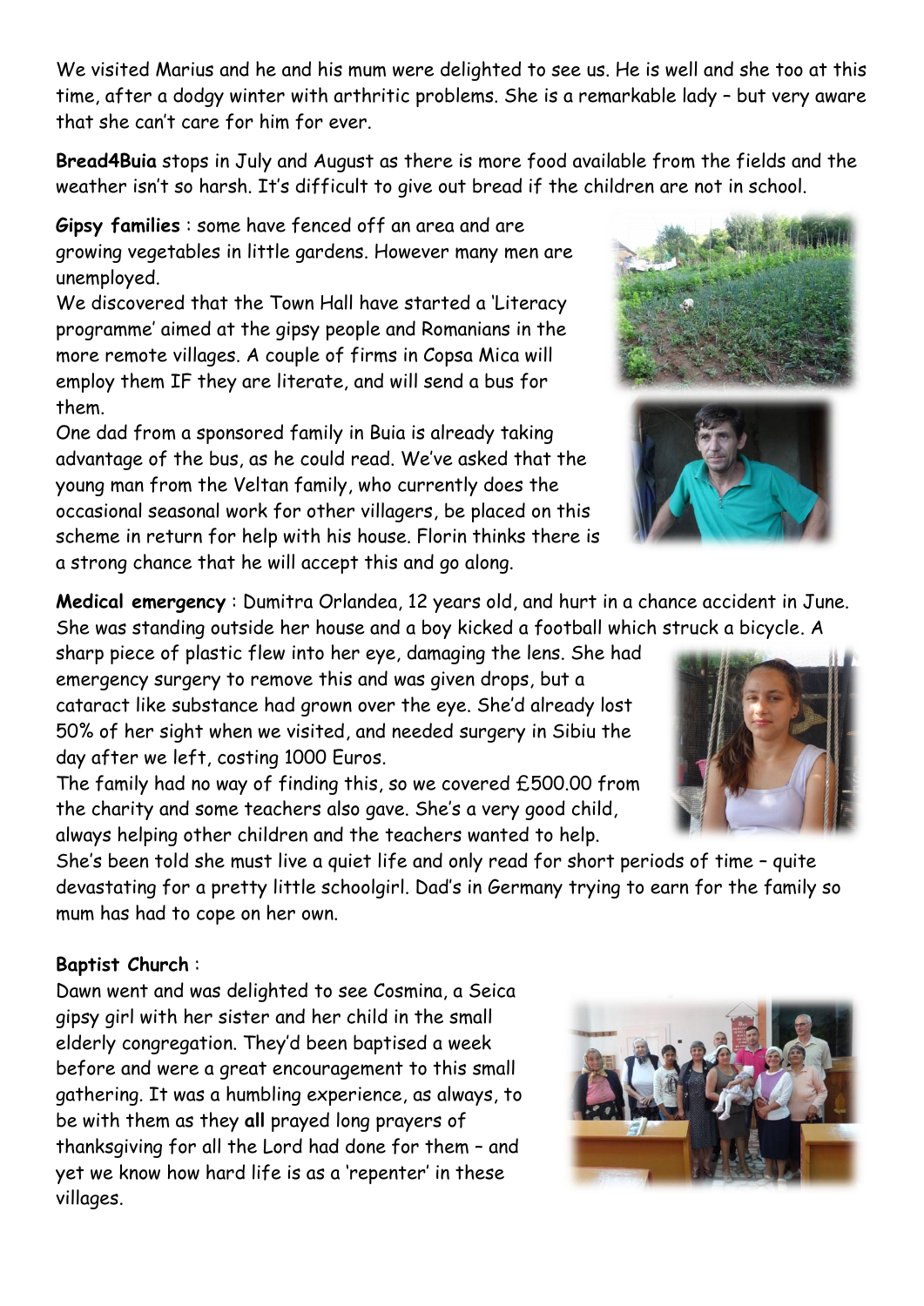We visited Marius and he and his mum were delighted to see us. He is well and she too at this time, after a dodgy winter with arthritic problems. She is a remarkable lady – but very aware that she can't care for him for ever.

**Bread4Buia** stops in July and August as there is more food available from the fields and the weather isn't so harsh. It's difficult to give out bread if the children are not in school.

**Gipsy families** : some have fenced off an area and are growing vegetables in little gardens. However many men are unemployed.

We discovered that the Town Hall have started a 'Literacy programme' aimed at the gipsy people and Romanians in the more remote villages. A couple of firms in Copsa Mica will employ them IF they are literate, and will send a bus for them.

One dad from a sponsored family in Buia is already taking advantage of the bus, as he could read. We've asked that the young man from the Veltan family, who currently does the occasional seasonal work for other villagers, be placed on this scheme in return for help with his house. Florin thinks there is a strong chance that he will accept this and go along.

**Medical emergency** : Dumitra Orlandea, 12 years old, and hurt in a chance accident in June. She was standing outside her house and a boy kicked a football which struck a bicycle. A sharp piece of plastic flew into her eye, damaging the lens. She had emergency surgery to remove this and was given drops, but a cataract like substance had grown over the eye. She'd already lost 50% of her sight when we visited, and needed surgery in Sibiu the day after we left, costing 1000 Euros.

The family had no way of finding this, so we covered £500.00 from the charity and some teachers also gave. She's a very good child, always helping other children and the teachers wanted to help.

She's been told she must live a quiet life and only read for short periods of time – quite devastating for a pretty little schoolgirl. Dad's in Germany trying to earn for the family so mum has had to cope on her own.

**Baptist Church** :

Dawn went and was delighted to see Cosmina, a Seica gipsy girl with her sister and her child in the small elderly congregation. They'd been baptised a week before and were a great encouragement to this small gathering. It was a humbling experience, as always, to be with them as they **all** prayed long prayers of thanksgiving for all the Lord had done for them – and yet we know how hard life is as a 'repenter' in these villages.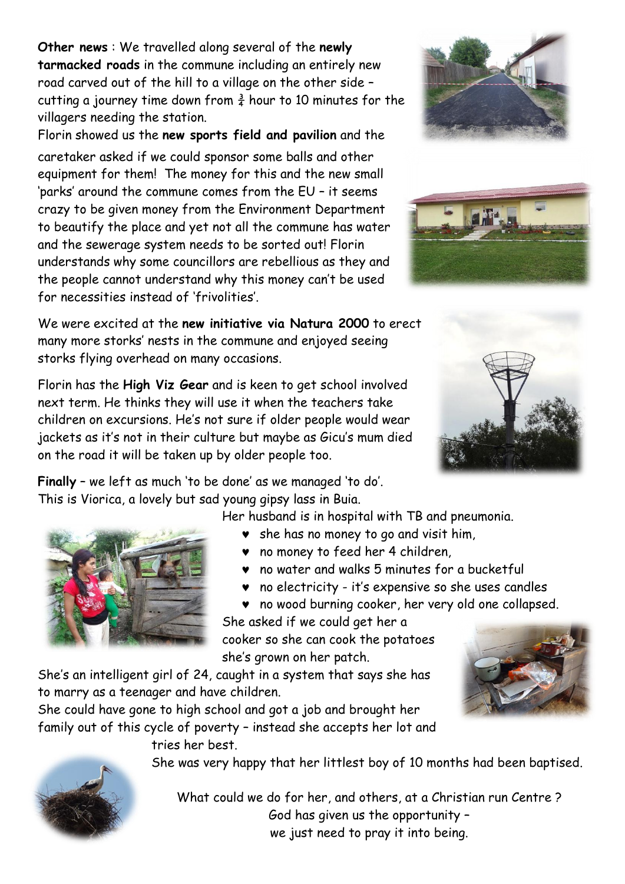**Other news** : We travelled along several of the **newly tarmacked roads** in the commune including an entirely new road carved out of the hill to a village on the other side – cutting a journey time down from ¾ hour to 10 minutes for the villagers needing the station.

Florin showed us the **new sports field and pavilion** and the caretaker asked if we could sponsor some balls and other equipment for them! The money for this and the new small 'parks' around the commune comes from the EU – it seems crazy to be given money from the Environment Department to beautify the place and yet not all the commune has water and the sewerage system needs to be sorted out! Florin understands why some councillors are rebellious as they and the people cannot understand why this money can't be used for necessities instead of 'frivolities'.

We were excited at the **new initiative via Natura 2000** to erect many more storks' nests in the commune and enjoyed seeing storks flying overhead on many occasions.

Florin has the **High Viz Gear** and is keen to get school involved next term. He thinks they will use it when the teachers take children on excursions. He's not sure if older people would wear jackets as it's not in their culture but maybe as Gicu's mum died on the road it will be taken up by older people too.

**Finally** – we left as much 'to be done' as we managed 'to do'.
This is Viorica, a lovely but sad young gipsy lass in Buia.
Her husband is in hospital with TB and pneumonia.

- she has no money to go and visit him,
- no money to feed her 4 children,
- no water and walks 5 minutes for a bucketful
- no electricity - it's expensive so she uses candles
- no wood burning cooker, her very old one collapsed.

She asked if we could get her a cooker so she can cook the potatoes she's grown on her patch.
She's an intelligent girl of 24, caught in a system that says she has to marry as a teenager and have children.
She could have gone to high school and got a job and brought her family out of this cycle of poverty – instead she accepts her lot and tries her best.
She was very happy that her littlest boy of 10 months had been baptised.

What could we do for her, and others, at a Christian run Centre ?
God has given us the opportunity –
we just need to pray it into being.